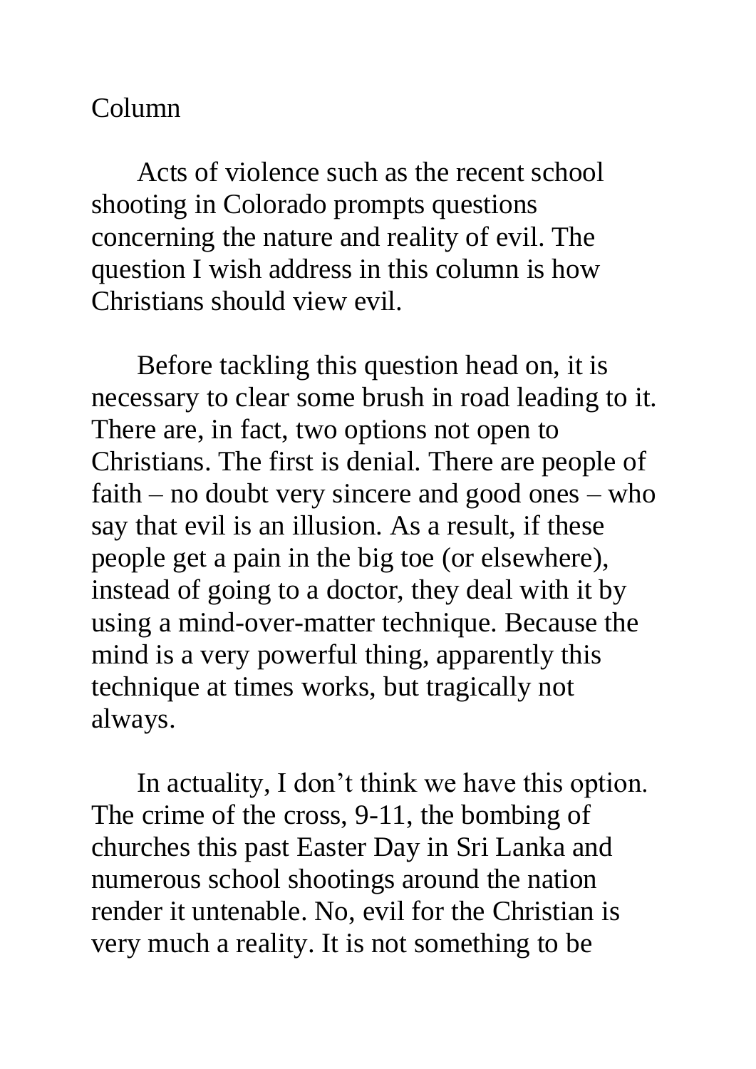Column

Acts of violence such as the recent school shooting in Colorado prompts questions concerning the nature and reality of evil. The question I wish address in this column is how Christians should view evil.

Before tackling this question head on, it is necessary to clear some brush in road leading to it. There are, in fact, two options not open to Christians. The first is denial. There are people of faith – no doubt very sincere and good ones – who say that evil is an illusion. As a result, if these people get a pain in the big toe (or elsewhere), instead of going to a doctor, they deal with it by using a mind-over-matter technique. Because the mind is a very powerful thing, apparently this technique at times works, but tragically not always.

In actuality, I don't think we have this option. The crime of the cross, 9-11, the bombing of churches this past Easter Day in Sri Lanka and numerous school shootings around the nation render it untenable. No, evil for the Christian is very much a reality. It is not something to be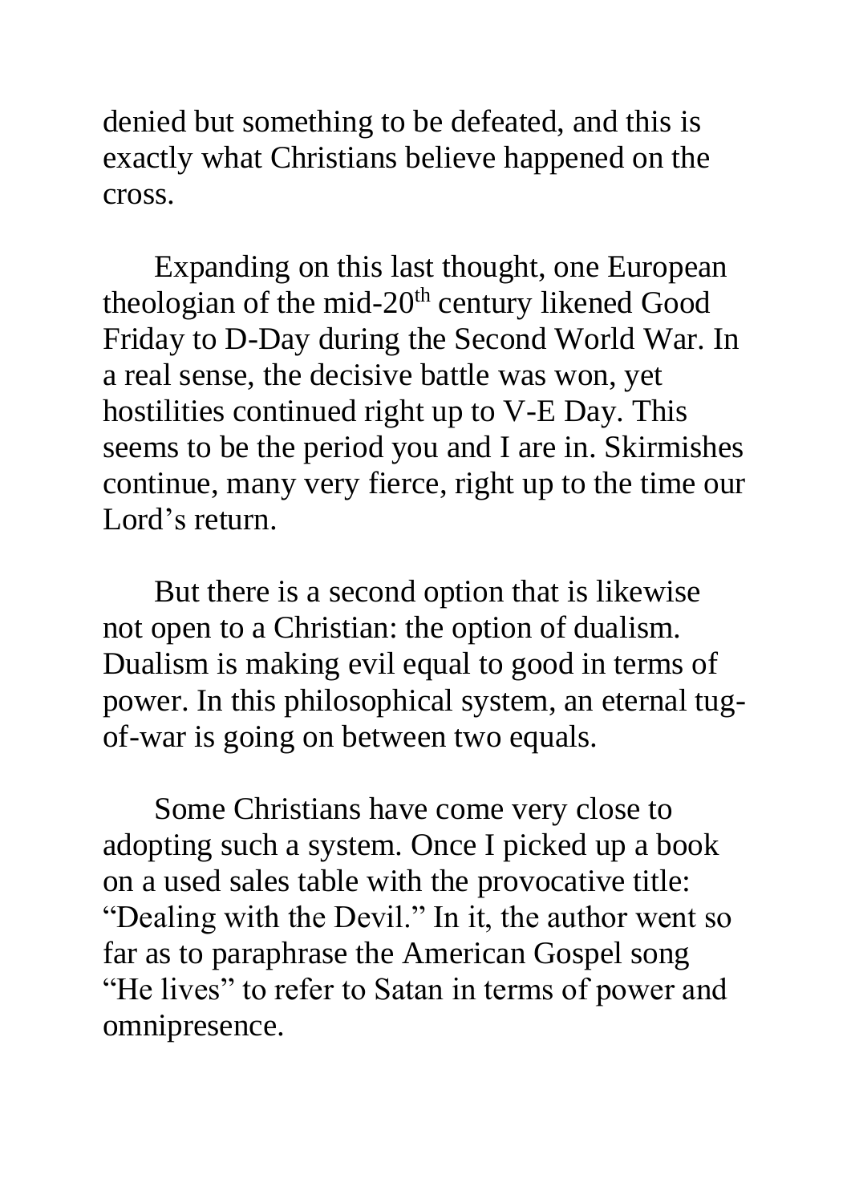denied but something to be defeated, and this is exactly what Christians believe happened on the cross.

Expanding on this last thought, one European theologian of the mid-20th century likened Good Friday to D-Day during the Second World War. In a real sense, the decisive battle was won, yet hostilities continued right up to V-E Day. This seems to be the period you and I are in. Skirmishes continue, many very fierce, right up to the time our Lord's return.

But there is a second option that is likewise not open to a Christian: the option of dualism. Dualism is making evil equal to good in terms of power. In this philosophical system, an eternal tug-of-war is going on between two equals.

Some Christians have come very close to adopting such a system. Once I picked up a book on a used sales table with the provocative title: "Dealing with the Devil." In it, the author went so far as to paraphrase the American Gospel song "He lives" to refer to Satan in terms of power and omnipresence.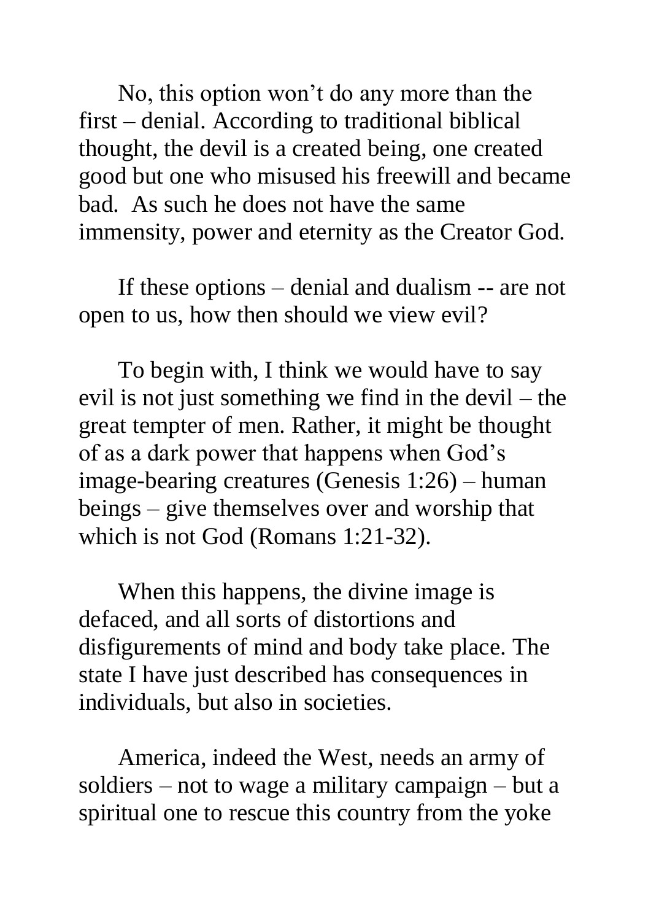No, this option won't do any more than the first – denial. According to traditional biblical thought, the devil is a created being, one created good but one who misused his freewill and became bad. As such he does not have the same immensity, power and eternity as the Creator God.

If these options – denial and dualism -- are not open to us, how then should we view evil?

To begin with, I think we would have to say evil is not just something we find in the devil – the great tempter of men. Rather, it might be thought of as a dark power that happens when God's image-bearing creatures (Genesis 1:26) – human beings – give themselves over and worship that which is not God (Romans 1:21-32).

When this happens, the divine image is defaced, and all sorts of distortions and disfigurements of mind and body take place. The state I have just described has consequences in individuals, but also in societies.

America, indeed the West, needs an army of soldiers – not to wage a military campaign – but a spiritual one to rescue this country from the yoke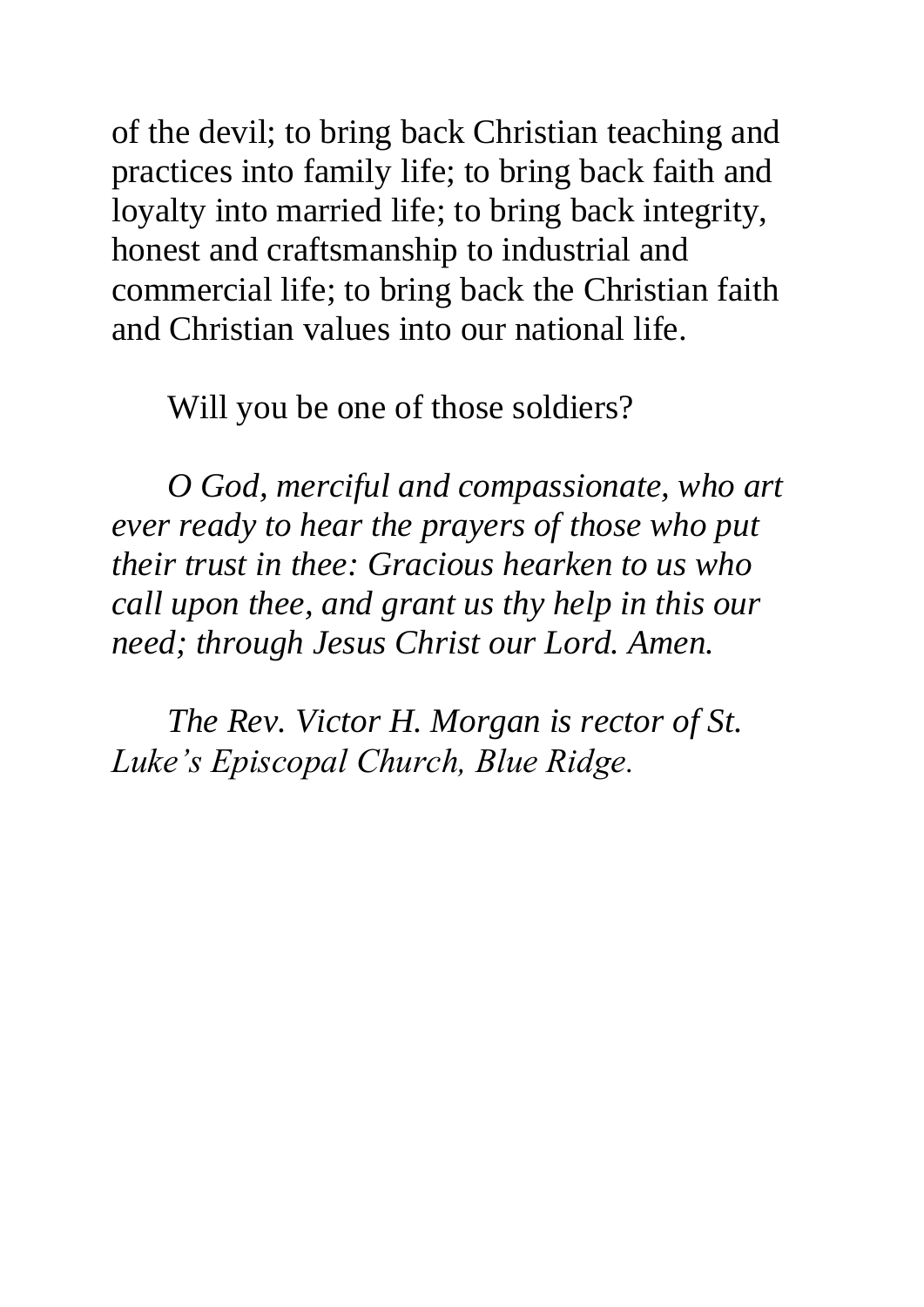of the devil; to bring back Christian teaching and practices into family life; to bring back faith and loyalty into married life; to bring back integrity, honest and craftsmanship to industrial and commercial life; to bring back the Christian faith and Christian values into our national life.

Will you be one of those soldiers?

*O God, merciful and compassionate, who art ever ready to hear the prayers of those who put their trust in thee: Gracious hearken to us who call upon thee, and grant us thy help in this our need; through Jesus Christ our Lord. Amen.*

*The Rev. Victor H. Morgan is rector of St. Luke's Episcopal Church, Blue Ridge.*